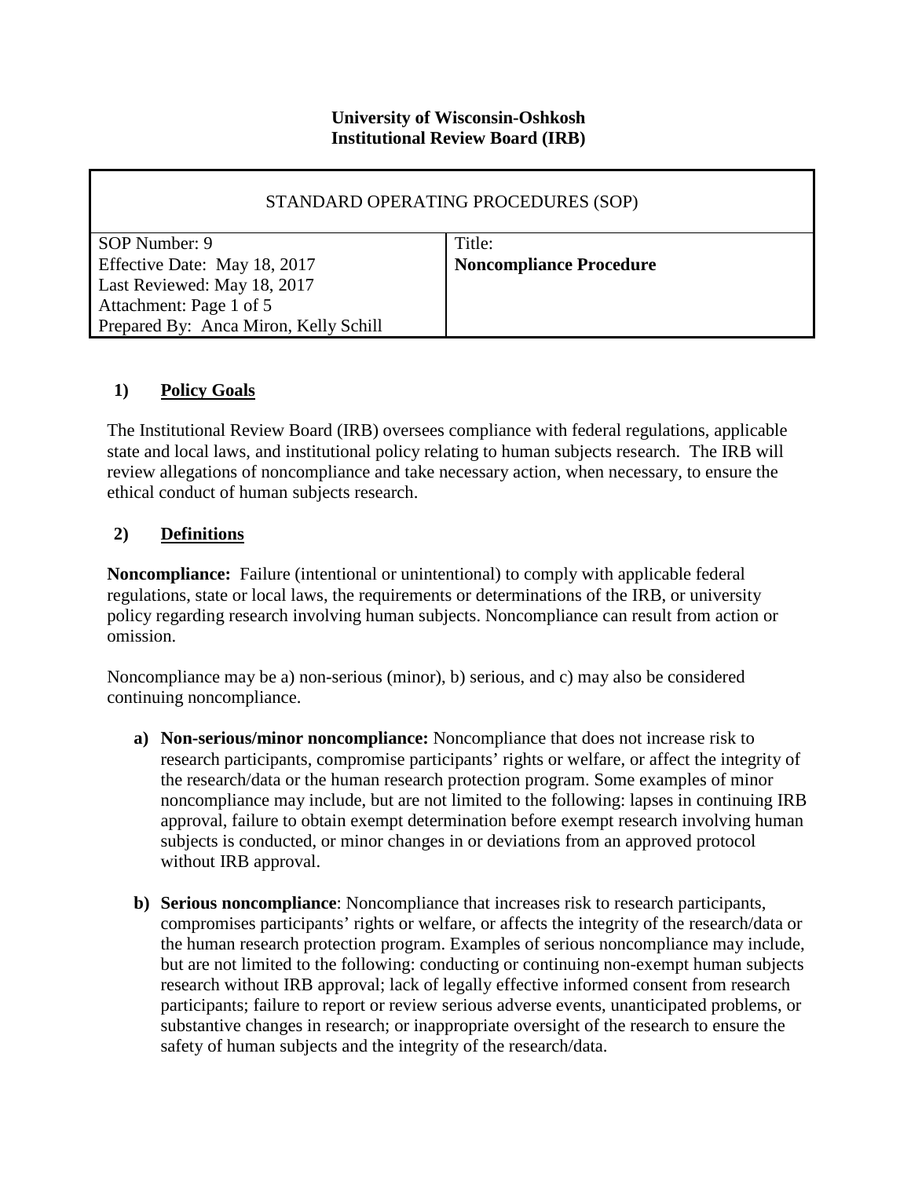**University of Wisconsin-Oshkosh**
**Institutional Review Board (IRB)**

| STANDARD OPERATING PROCEDURES (SOP) | |
|---|---|
| SOP Number: 9<br>Effective Date: May 18, 2017<br>Last Reviewed: May 18, 2017<br>Attachment: Page 1 of 5<br>Prepared By: Anca Miron, Kelly Schill | Title:<br>**Noncompliance Procedure** |

## 1) Policy Goals

The Institutional Review Board (IRB) oversees compliance with federal regulations, applicable state and local laws, and institutional policy relating to human subjects research. The IRB will review allegations of noncompliance and take necessary action, when necessary, to ensure the ethical conduct of human subjects research.

## 2) Definitions

**Noncompliance:** Failure (intentional or unintentional) to comply with applicable federal regulations, state or local laws, the requirements or determinations of the IRB, or university policy regarding research involving human subjects. Noncompliance can result from action or omission.

Noncompliance may be a) non-serious (minor), b) serious, and c) may also be considered continuing noncompliance.

a) **Non-serious/minor noncompliance:** Noncompliance that does not increase risk to research participants, compromise participants' rights or welfare, or affect the integrity of the research/data or the human research protection program. Some examples of minor noncompliance may include, but are not limited to the following: lapses in continuing IRB approval, failure to obtain exempt determination before exempt research involving human subjects is conducted, or minor changes in or deviations from an approved protocol without IRB approval.

b) **Serious noncompliance**: Noncompliance that increases risk to research participants, compromises participants' rights or welfare, or affects the integrity of the research/data or the human research protection program. Examples of serious noncompliance may include, but are not limited to the following: conducting or continuing non-exempt human subjects research without IRB approval; lack of legally effective informed consent from research participants; failure to report or review serious adverse events, unanticipated problems, or substantive changes in research; or inappropriate oversight of the research to ensure the safety of human subjects and the integrity of the research/data.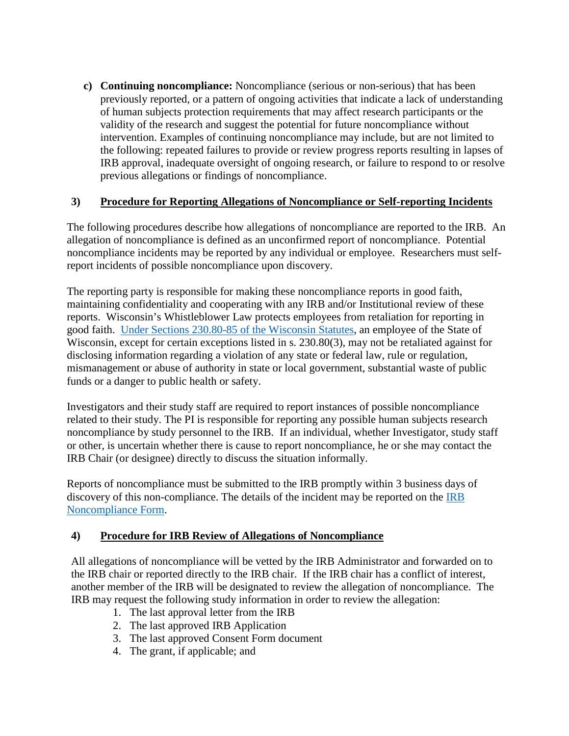c) **Continuing noncompliance:** Noncompliance (serious or non-serious) that has been previously reported, or a pattern of ongoing activities that indicate a lack of understanding of human subjects protection requirements that may affect research participants or the validity of the research and suggest the potential for future noncompliance without intervention. Examples of continuing noncompliance may include, but are not limited to the following: repeated failures to provide or review progress reports resulting in lapses of IRB approval, inadequate oversight of ongoing research, or failure to respond to or resolve previous allegations or findings of noncompliance.

## 3) Procedure for Reporting Allegations of Noncompliance or Self-reporting Incidents

The following procedures describe how allegations of noncompliance are reported to the IRB. An allegation of noncompliance is defined as an unconfirmed report of noncompliance. Potential noncompliance incidents may be reported by any individual or employee. Researchers must self-report incidents of possible noncompliance upon discovery.

The reporting party is responsible for making these noncompliance reports in good faith, maintaining confidentiality and cooperating with any IRB and/or Institutional review of these reports. Wisconsin's Whistleblower Law protects employees from retaliation for reporting in good faith. Under Sections 230.80-85 of the Wisconsin Statutes, an employee of the State of Wisconsin, except for certain exceptions listed in s. 230.80(3), may not be retaliated against for disclosing information regarding a violation of any state or federal law, rule or regulation, mismanagement or abuse of authority in state or local government, substantial waste of public funds or a danger to public health or safety.

Investigators and their study staff are required to report instances of possible noncompliance related to their study. The PI is responsible for reporting any possible human subjects research noncompliance by study personnel to the IRB. If an individual, whether Investigator, study staff or other, is uncertain whether there is cause to report noncompliance, he or she may contact the IRB Chair (or designee) directly to discuss the situation informally.

Reports of noncompliance must be submitted to the IRB promptly within 3 business days of discovery of this non-compliance. The details of the incident may be reported on the IRB Noncompliance Form.

## 4) Procedure for IRB Review of Allegations of Noncompliance

All allegations of noncompliance will be vetted by the IRB Administrator and forwarded on to the IRB chair or reported directly to the IRB chair. If the IRB chair has a conflict of interest, another member of the IRB will be designated to review the allegation of noncompliance. The IRB may request the following study information in order to review the allegation:

1. The last approval letter from the IRB
2. The last approved IRB Application
3. The last approved Consent Form document
4. The grant, if applicable; and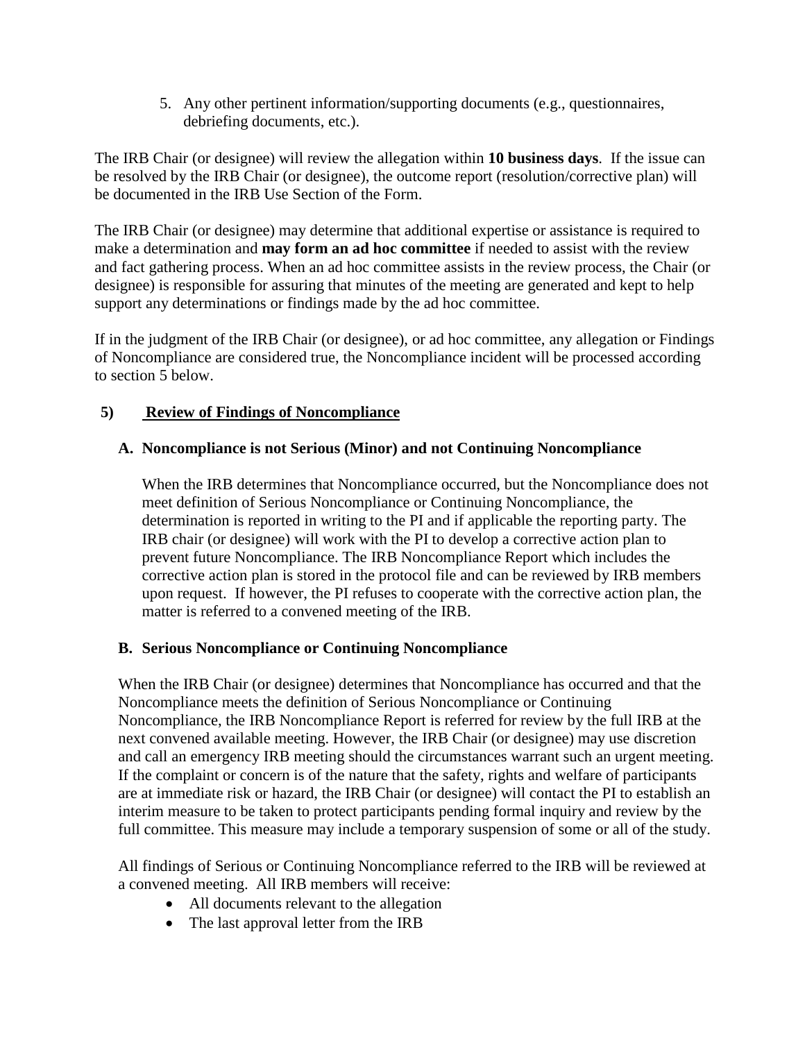5. Any other pertinent information/supporting documents (e.g., questionnaires, debriefing documents, etc.).

The IRB Chair (or designee) will review the allegation within **10 business days**. If the issue can be resolved by the IRB Chair (or designee), the outcome report (resolution/corrective plan) will be documented in the IRB Use Section of the Form.

The IRB Chair (or designee) may determine that additional expertise or assistance is required to make a determination and **may form an ad hoc committee** if needed to assist with the review and fact gathering process. When an ad hoc committee assists in the review process, the Chair (or designee) is responsible for assuring that minutes of the meeting are generated and kept to help support any determinations or findings made by the ad hoc committee.

If in the judgment of the IRB Chair (or designee), or ad hoc committee, any allegation or Findings of Noncompliance are considered true, the Noncompliance incident will be processed according to section 5 below.

## 5) <u>Review of Findings of Noncompliance</u>

### A. Noncompliance is not Serious (Minor) and not Continuing Noncompliance

When the IRB determines that Noncompliance occurred, but the Noncompliance does not meet definition of Serious Noncompliance or Continuing Noncompliance, the determination is reported in writing to the PI and if applicable the reporting party. The IRB chair (or designee) will work with the PI to develop a corrective action plan to prevent future Noncompliance. The IRB Noncompliance Report which includes the corrective action plan is stored in the protocol file and can be reviewed by IRB members upon request. If however, the PI refuses to cooperate with the corrective action plan, the matter is referred to a convened meeting of the IRB.

### B. Serious Noncompliance or Continuing Noncompliance

When the IRB Chair (or designee) determines that Noncompliance has occurred and that the Noncompliance meets the definition of Serious Noncompliance or Continuing Noncompliance, the IRB Noncompliance Report is referred for review by the full IRB at the next convened available meeting. However, the IRB Chair (or designee) may use discretion and call an emergency IRB meeting should the circumstances warrant such an urgent meeting. If the complaint or concern is of the nature that the safety, rights and welfare of participants are at immediate risk or hazard, the IRB Chair (or designee) will contact the PI to establish an interim measure to be taken to protect participants pending formal inquiry and review by the full committee. This measure may include a temporary suspension of some or all of the study.

All findings of Serious or Continuing Noncompliance referred to the IRB will be reviewed at a convened meeting. All IRB members will receive:

- All documents relevant to the allegation
- The last approval letter from the IRB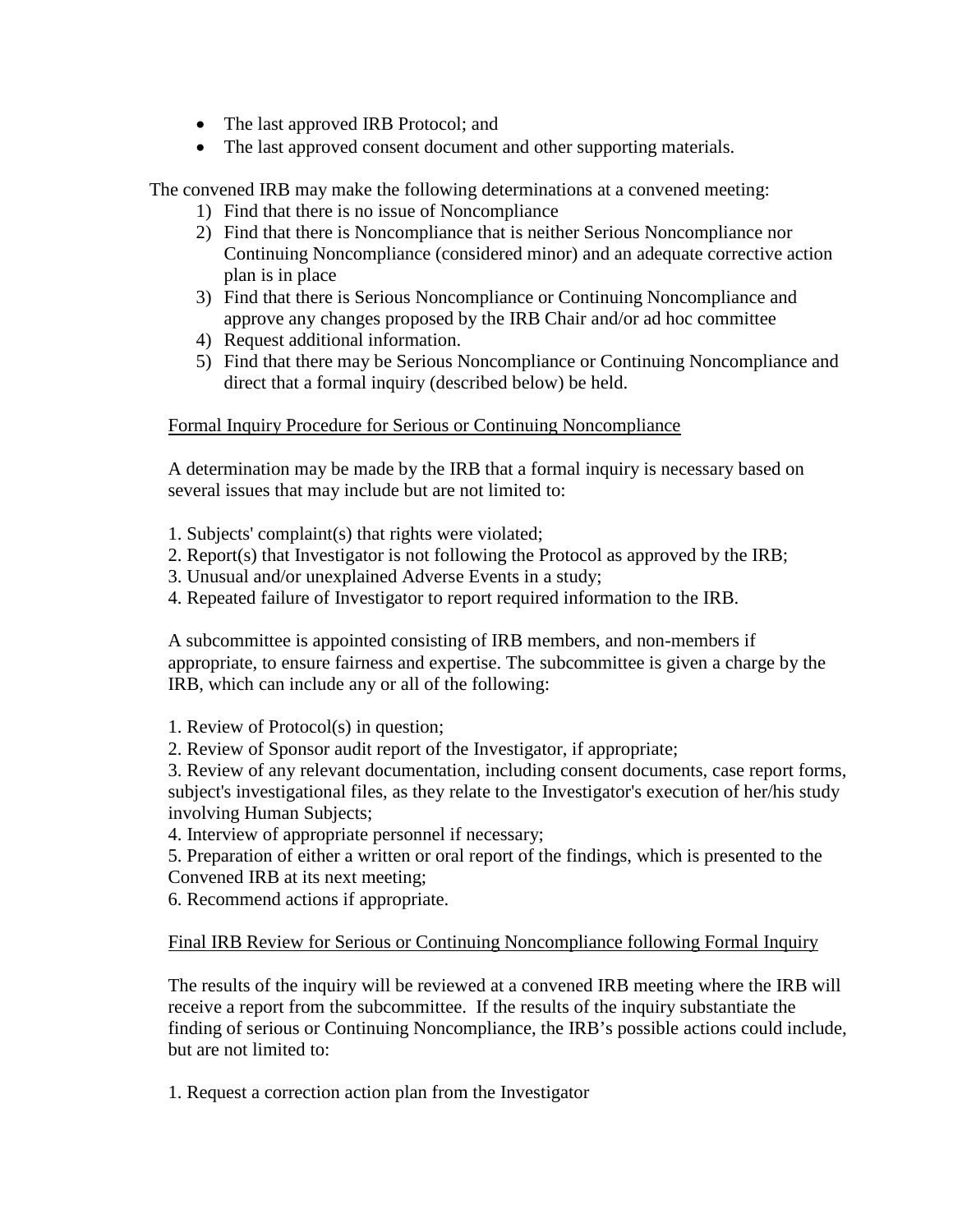- The last approved IRB Protocol; and
- The last approved consent document and other supporting materials.

The convened IRB may make the following determinations at a convened meeting:

1) Find that there is no issue of Noncompliance
2) Find that there is Noncompliance that is neither Serious Noncompliance nor Continuing Noncompliance (considered minor) and an adequate corrective action plan is in place
3) Find that there is Serious Noncompliance or Continuing Noncompliance and approve any changes proposed by the IRB Chair and/or ad hoc committee
4) Request additional information.
5) Find that there may be Serious Noncompliance or Continuing Noncompliance and direct that a formal inquiry (described below) be held.

Formal Inquiry Procedure for Serious or Continuing Noncompliance

A determination may be made by the IRB that a formal inquiry is necessary based on several issues that may include but are not limited to:

1. Subjects' complaint(s) that rights were violated;
2. Report(s) that Investigator is not following the Protocol as approved by the IRB;
3. Unusual and/or unexplained Adverse Events in a study;
4. Repeated failure of Investigator to report required information to the IRB.

A subcommittee is appointed consisting of IRB members, and non-members if appropriate, to ensure fairness and expertise. The subcommittee is given a charge by the IRB, which can include any or all of the following:

1. Review of Protocol(s) in question;
2. Review of Sponsor audit report of the Investigator, if appropriate;
3. Review of any relevant documentation, including consent documents, case report forms, subject's investigational files, as they relate to the Investigator's execution of her/his study involving Human Subjects;
4. Interview of appropriate personnel if necessary;
5. Preparation of either a written or oral report of the findings, which is presented to the Convened IRB at its next meeting;
6. Recommend actions if appropriate.

Final IRB Review for Serious or Continuing Noncompliance following Formal Inquiry

The results of the inquiry will be reviewed at a convened IRB meeting where the IRB will receive a report from the subcommittee. If the results of the inquiry substantiate the finding of serious or Continuing Noncompliance, the IRB's possible actions could include, but are not limited to:

1. Request a correction action plan from the Investigator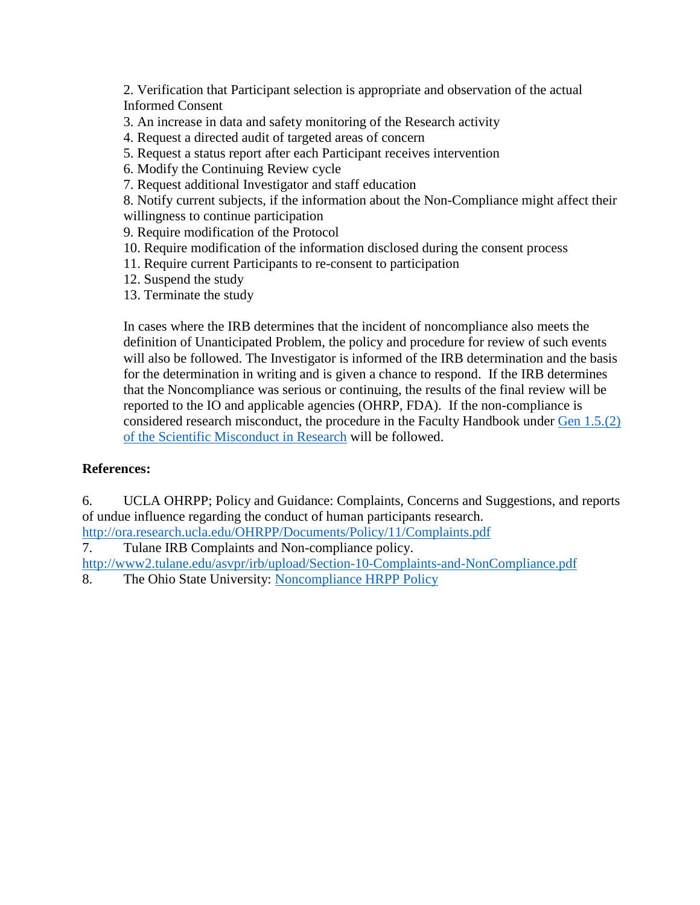2. Verification that Participant selection is appropriate and observation of the actual Informed Consent
3. An increase in data and safety monitoring of the Research activity
4. Request a directed audit of targeted areas of concern
5. Request a status report after each Participant receives intervention
6. Modify the Continuing Review cycle
7. Request additional Investigator and staff education
8. Notify current subjects, if the information about the Non-Compliance might affect their willingness to continue participation
9. Require modification of the Protocol
10. Require modification of the information disclosed during the consent process
11. Require current Participants to re-consent to participation
12. Suspend the study
13. Terminate the study

In cases where the IRB determines that the incident of noncompliance also meets the definition of Unanticipated Problem, the policy and procedure for review of such events will also be followed. The Investigator is informed of the IRB determination and the basis for the determination in writing and is given a chance to respond. If the IRB determines that the Noncompliance was serious or continuing, the results of the final review will be reported to the IO and applicable agencies (OHRP, FDA). If the non-compliance is considered research misconduct, the procedure in the Faculty Handbook under [Gen 1.5.(2) of the Scientific Misconduct in Research]() will be followed.

**References:**

6. UCLA OHRPP; Policy and Guidance: Complaints, Concerns and Suggestions, and reports of undue influence regarding the conduct of human participants research. http://ora.research.ucla.edu/OHRPP/Documents/Policy/11/Complaints.pdf
7. Tulane IRB Complaints and Non-compliance policy. http://www2.tulane.edu/asvpr/irb/upload/Section-10-Complaints-and-NonCompliance.pdf
8. The Ohio State University: [Noncompliance HRPP Policy]()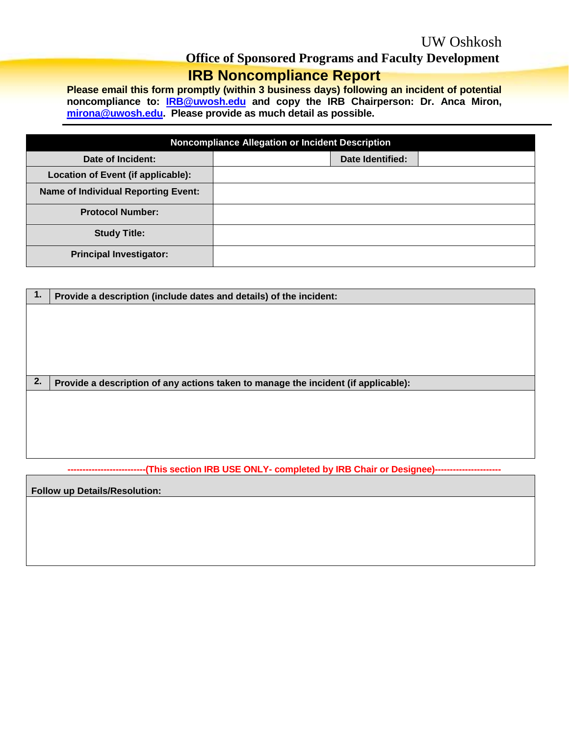UW Oshkosh

**Office of Sponsored Programs and Faculty Development**

# IRB Noncompliance Report

**Please email this form promptly (within 3 business days) following an incident of potential noncompliance to: IRB@uwosh.edu and copy the IRB Chairperson: Dr. Anca Miron, mirona@uwosh.edu. Please provide as much detail as possible.**

| Noncompliance Allegation or Incident Description | | | |
|---|---|---|---|
| **Date of Incident:** | | **Date Identified:** | |
| **Location of Event (if applicable):** | | | |
| **Name of Individual Reporting Event:** | | | |
| **Protocol Number:** | | | |
| **Study Title:** | | | |
| **Principal Investigator:** | | | |

| | |
|---|---|
| **1.** | **Provide a description (include dates and details) of the incident:** |
| | |
| **2.** | **Provide a description of any actions taken to manage the incident (if applicable):** |
| | |

-------------------------(This section IRB USE ONLY- completed by IRB Chair or Designee)---------------------

| **Follow up Details/Resolution:** |
|---|
| |